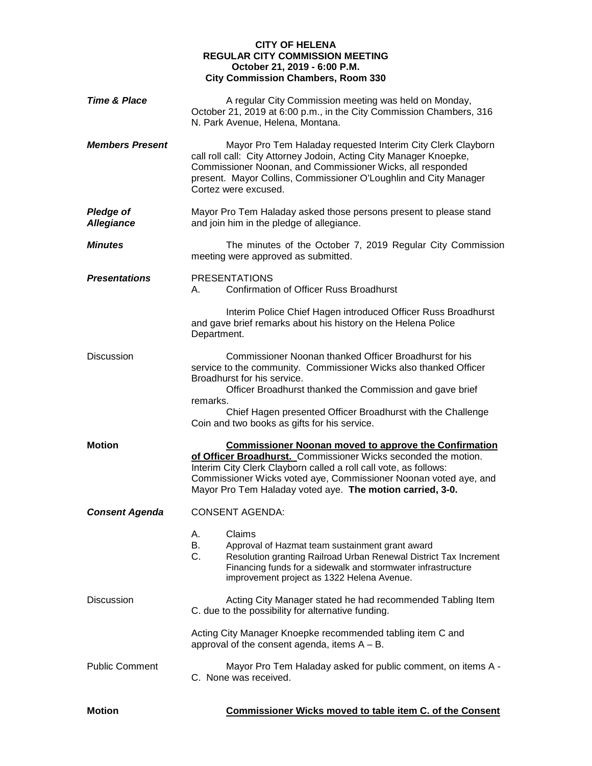**CITY OF HELENA**
**REGULAR CITY COMMISSION MEETING**
**October 21, 2019 - 6:00 P.M.**
**City Commission Chambers, Room 330**

***Time & Place***

A regular City Commission meeting was held on Monday, October 21, 2019 at 6:00 p.m., in the City Commission Chambers, 316 N. Park Avenue, Helena, Montana.

***Members Present***

Mayor Pro Tem Haladay requested Interim City Clerk Clayborn call roll call: City Attorney Jodoin, Acting City Manager Knoepke, Commissioner Noonan, and Commissioner Wicks, all responded present. Mayor Collins, Commissioner O'Loughlin and City Manager Cortez were excused.

***Pledge of Allegiance***

Mayor Pro Tem Haladay asked those persons present to please stand and join him in the pledge of allegiance.

***Minutes***

The minutes of the October 7, 2019 Regular City Commission meeting were approved as submitted.

***Presentations***

PRESENTATIONS

A. Confirmation of Officer Russ Broadhurst

Interim Police Chief Hagen introduced Officer Russ Broadhurst and gave brief remarks about his history on the Helena Police Department.

Discussion

Commissioner Noonan thanked Officer Broadhurst for his service to the community. Commissioner Wicks also thanked Officer Broadhurst for his service.

Officer Broadhurst thanked the Commission and gave brief remarks.

Chief Hagen presented Officer Broadhurst with the Challenge Coin and two books as gifts for his service.

**Motion**

**Commissioner Noonan moved to approve the Confirmation of Officer Broadhurst.** Commissioner Wicks seconded the motion. Interim City Clerk Clayborn called a roll call vote, as follows: Commissioner Wicks voted aye, Commissioner Noonan voted aye, and Mayor Pro Tem Haladay voted aye. **The motion carried, 3-0.**

***Consent Agenda***

CONSENT AGENDA:

A. Claims
B. Approval of Hazmat team sustainment grant award
C. Resolution granting Railroad Urban Renewal District Tax Increment Financing funds for a sidewalk and stormwater infrastructure improvement project as 1322 Helena Avenue.

Discussion

Acting City Manager stated he had recommended Tabling Item C. due to the possibility for alternative funding.

Acting City Manager Knoepke recommended tabling item C and approval of the consent agenda, items A – B.

Public Comment

Mayor Pro Tem Haladay asked for public comment, on items A - C. None was received.

**Motion**

**Commissioner Wicks moved to table item C. of the Consent**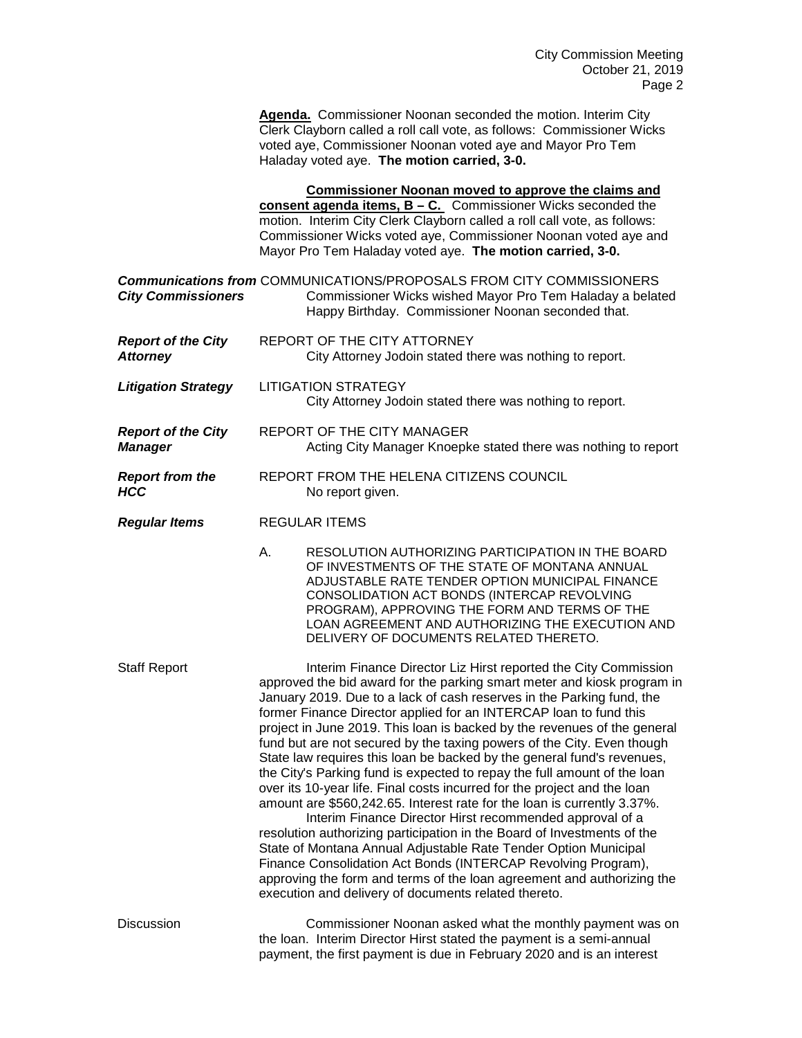**Agenda.** Commissioner Noonan seconded the motion. Interim City Clerk Clayborn called a roll call vote, as follows: Commissioner Wicks voted aye, Commissioner Noonan voted aye and Mayor Pro Tem Haladay voted aye. **The motion carried, 3-0.**

**Commissioner Noonan moved to approve the claims and consent agenda items, B – C.** Commissioner Wicks seconded the motion. Interim City Clerk Clayborn called a roll call vote, as follows: Commissioner Wicks voted aye, Commissioner Noonan voted aye and Mayor Pro Tem Haladay voted aye. **The motion carried, 3-0.**

***Communications from City Commissioners***

COMMUNICATIONS/PROPOSALS FROM CITY COMMISSIONERS

Commissioner Wicks wished Mayor Pro Tem Haladay a belated Happy Birthday. Commissioner Noonan seconded that.

***Report of the City Attorney***

REPORT OF THE CITY ATTORNEY

City Attorney Jodoin stated there was nothing to report.

***Litigation Strategy***

LITIGATION STRATEGY

City Attorney Jodoin stated there was nothing to report.

***Report of the City Manager***

REPORT OF THE CITY MANAGER

Acting City Manager Knoepke stated there was nothing to report

***Report from the HCC***

REPORT FROM THE HELENA CITIZENS COUNCIL

No report given.

***Regular Items***

REGULAR ITEMS

A. RESOLUTION AUTHORIZING PARTICIPATION IN THE BOARD OF INVESTMENTS OF THE STATE OF MONTANA ANNUAL ADJUSTABLE RATE TENDER OPTION MUNICIPAL FINANCE CONSOLIDATION ACT BONDS (INTERCAP REVOLVING PROGRAM), APPROVING THE FORM AND TERMS OF THE LOAN AGREEMENT AND AUTHORIZING THE EXECUTION AND DELIVERY OF DOCUMENTS RELATED THERETO.

Staff Report

Interim Finance Director Liz Hirst reported the City Commission approved the bid award for the parking smart meter and kiosk program in January 2019. Due to a lack of cash reserves in the Parking fund, the former Finance Director applied for an INTERCAP loan to fund this project in June 2019. This loan is backed by the revenues of the general fund but are not secured by the taxing powers of the City. Even though State law requires this loan be backed by the general fund's revenues, the City's Parking fund is expected to repay the full amount of the loan over its 10-year life. Final costs incurred for the project and the loan amount are $560,242.65. Interest rate for the loan is currently 3.37%.

Interim Finance Director Hirst recommended approval of a resolution authorizing participation in the Board of Investments of the State of Montana Annual Adjustable Rate Tender Option Municipal Finance Consolidation Act Bonds (INTERCAP Revolving Program), approving the form and terms of the loan agreement and authorizing the execution and delivery of documents related thereto.

Discussion

Commissioner Noonan asked what the monthly payment was on the loan. Interim Director Hirst stated the payment is a semi-annual payment, the first payment is due in February 2020 and is an interest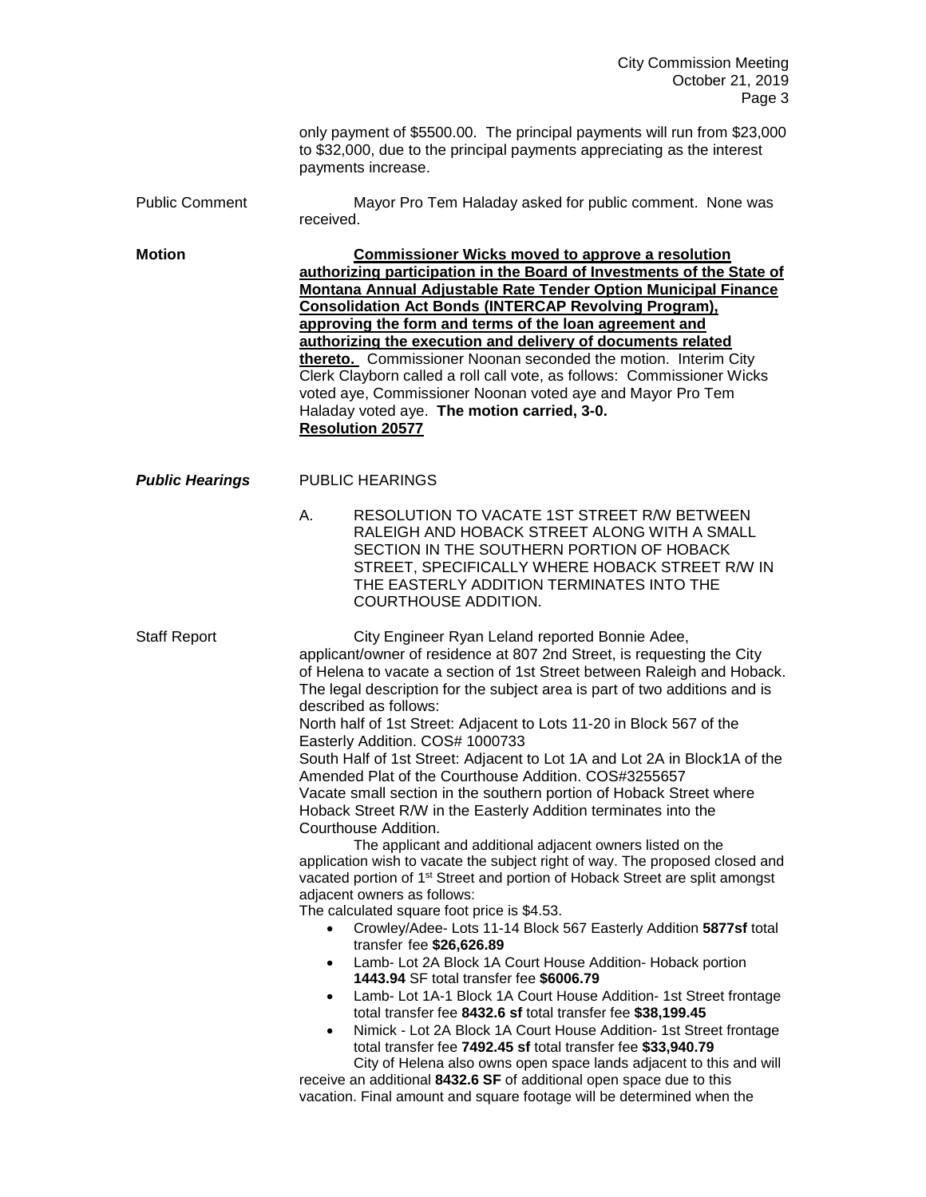only payment of $5500.00. The principal payments will run from $23,000 to $32,000, due to the principal payments appreciating as the interest payments increase.

Public Comment — Mayor Pro Tem Haladay asked for public comment. None was received.

**Motion** — **Commissioner Wicks moved to approve a resolution authorizing participation in the Board of Investments of the State of Montana Annual Adjustable Rate Tender Option Municipal Finance Consolidation Act Bonds (INTERCAP Revolving Program), approving the form and terms of the loan agreement and authorizing the execution and delivery of documents related thereto.** Commissioner Noonan seconded the motion. Interim City Clerk Clayborn called a roll call vote, as follows: Commissioner Wicks voted aye, Commissioner Noonan voted aye and Mayor Pro Tem Haladay voted aye. **The motion carried, 3-0.**
**Resolution 20577**

***Public Hearings*** — PUBLIC HEARINGS

A. RESOLUTION TO VACATE 1ST STREET R/W BETWEEN RALEIGH AND HOBACK STREET ALONG WITH A SMALL SECTION IN THE SOUTHERN PORTION OF HOBACK STREET, SPECIFICALLY WHERE HOBACK STREET R/W IN THE EASTERLY ADDITION TERMINATES INTO THE COURTHOUSE ADDITION.

Staff Report — City Engineer Ryan Leland reported Bonnie Adee, applicant/owner of residence at 807 2nd Street, is requesting the City of Helena to vacate a section of 1st Street between Raleigh and Hoback. The legal description for the subject area is part of two additions and is described as follows:

North half of 1st Street: Adjacent to Lots 11-20 in Block 567 of the Easterly Addition. COS# 1000733

South Half of 1st Street: Adjacent to Lot 1A and Lot 2A in Block1A of the Amended Plat of the Courthouse Addition. COS#3255657

Vacate small section in the southern portion of Hoback Street where Hoback Street R/W in the Easterly Addition terminates into the Courthouse Addition.

The applicant and additional adjacent owners listed on the application wish to vacate the subject right of way. The proposed closed and vacated portion of 1st Street and portion of Hoback Street are split amongst adjacent owners as follows:

The calculated square foot price is $4.53.

- Crowley/Adee- Lots 11-14 Block 567 Easterly Addition **5877sf** total transfer fee **$26,626.89**
- Lamb- Lot 2A Block 1A Court House Addition- Hoback portion **1443.94** SF total transfer fee **$6006.79**
- Lamb- Lot 1A-1 Block 1A Court House Addition- 1st Street frontage total transfer fee **8432.6 sf** total transfer fee **$38,199.45**
- Nimick - Lot 2A Block 1A Court House Addition- 1st Street frontage total transfer fee **7492.45 sf** total transfer fee **$33,940.79**

City of Helena also owns open space lands adjacent to this and will receive an additional **8432.6 SF** of additional open space due to this vacation. Final amount and square footage will be determined when the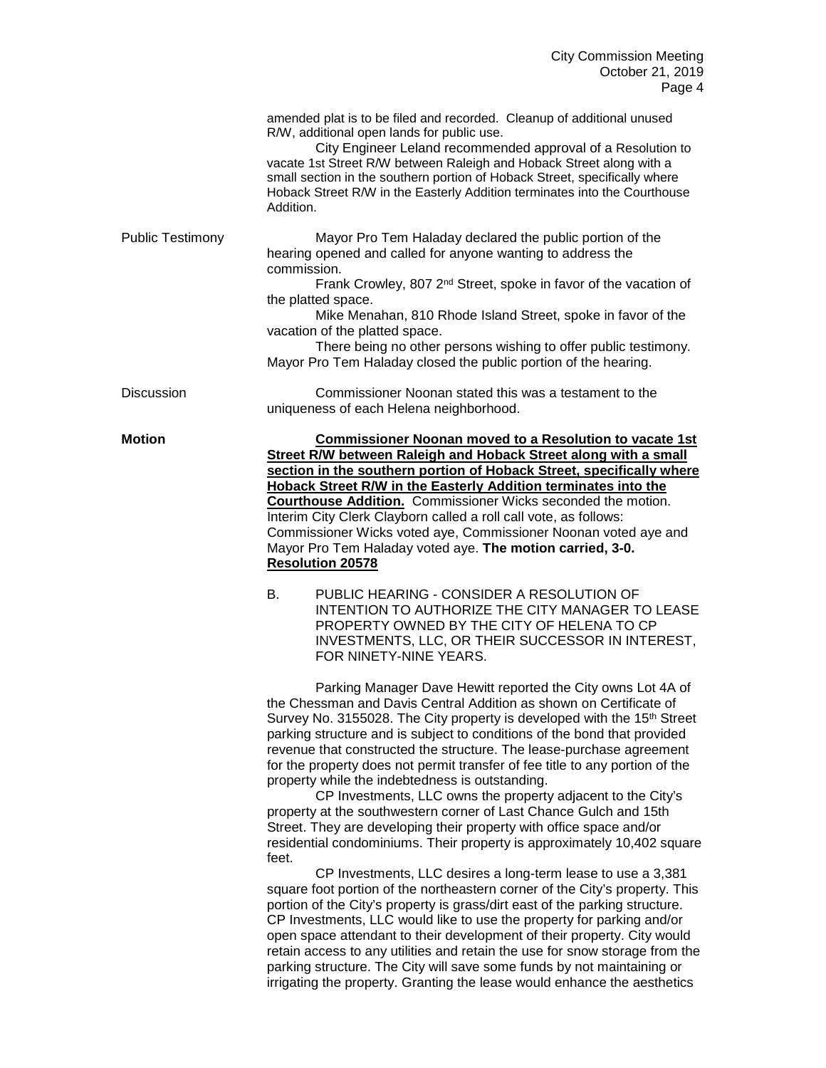amended plat is to be filed and recorded. Cleanup of additional unused R/W, additional open lands for public use.

City Engineer Leland recommended approval of a Resolution to vacate 1st Street R/W between Raleigh and Hoback Street along with a small section in the southern portion of Hoback Street, specifically where Hoback Street R/W in the Easterly Addition terminates into the Courthouse Addition.

Public Testimony

Mayor Pro Tem Haladay declared the public portion of the hearing opened and called for anyone wanting to address the commission.

Frank Crowley, 807 2nd Street, spoke in favor of the vacation of the platted space.

Mike Menahan, 810 Rhode Island Street, spoke in favor of the vacation of the platted space.

There being no other persons wishing to offer public testimony. Mayor Pro Tem Haladay closed the public portion of the hearing.

Discussion

Commissioner Noonan stated this was a testament to the uniqueness of each Helena neighborhood.

**Motion**

**Commissioner Noonan moved to a Resolution to vacate 1st Street R/W between Raleigh and Hoback Street along with a small section in the southern portion of Hoback Street, specifically where Hoback Street R/W in the Easterly Addition terminates into the Courthouse Addition.** Commissioner Wicks seconded the motion. Interim City Clerk Clayborn called a roll call vote, as follows: Commissioner Wicks voted aye, Commissioner Noonan voted aye and Mayor Pro Tem Haladay voted aye. **The motion carried, 3-0. Resolution 20578**

B. PUBLIC HEARING - CONSIDER A RESOLUTION OF INTENTION TO AUTHORIZE THE CITY MANAGER TO LEASE PROPERTY OWNED BY THE CITY OF HELENA TO CP INVESTMENTS, LLC, OR THEIR SUCCESSOR IN INTEREST, FOR NINETY-NINE YEARS.

Parking Manager Dave Hewitt reported the City owns Lot 4A of the Chessman and Davis Central Addition as shown on Certificate of Survey No. 3155028. The City property is developed with the 15th Street parking structure and is subject to conditions of the bond that provided revenue that constructed the structure. The lease-purchase agreement for the property does not permit transfer of fee title to any portion of the property while the indebtedness is outstanding.

CP Investments, LLC owns the property adjacent to the City's property at the southwestern corner of Last Chance Gulch and 15th Street. They are developing their property with office space and/or residential condominiums. Their property is approximately 10,402 square feet.

CP Investments, LLC desires a long-term lease to use a 3,381 square foot portion of the northeastern corner of the City's property. This portion of the City's property is grass/dirt east of the parking structure. CP Investments, LLC would like to use the property for parking and/or open space attendant to their development of their property. City would retain access to any utilities and retain the use for snow storage from the parking structure. The City will save some funds by not maintaining or irrigating the property. Granting the lease would enhance the aesthetics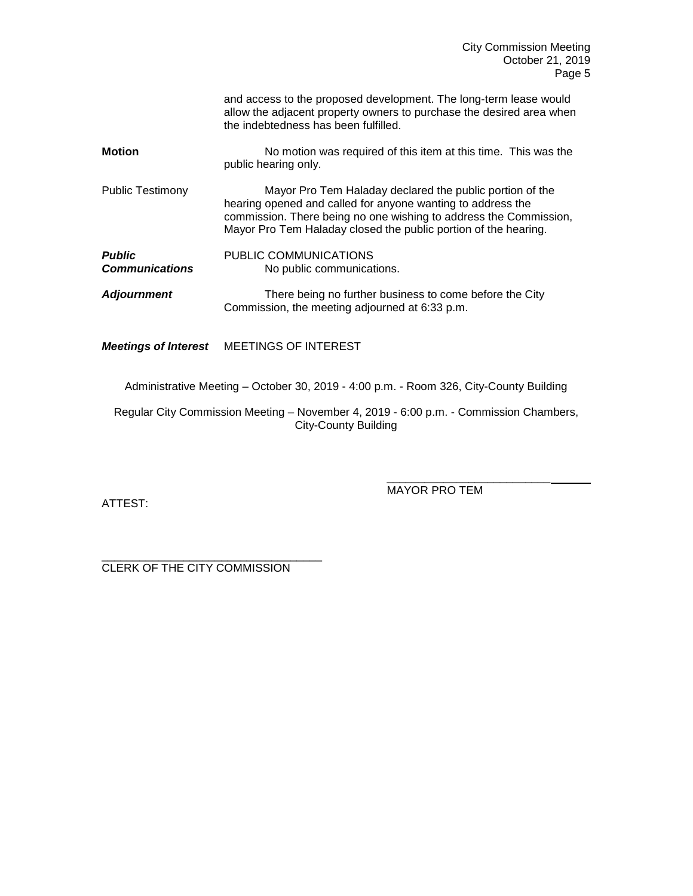and access to the proposed development. The long-term lease would allow the adjacent property owners to purchase the desired area when the indebtedness has been fulfilled.

**Motion**

No motion was required of this item at this time. This was the public hearing only.

Public Testimony

Mayor Pro Tem Haladay declared the public portion of the hearing opened and called for anyone wanting to address the commission. There being no one wishing to address the Commission, Mayor Pro Tem Haladay closed the public portion of the hearing.

***Public Communications***

PUBLIC COMMUNICATIONS

No public communications.

***Adjournment***

There being no further business to come before the City Commission, the meeting adjourned at 6:33 p.m.

***Meetings of Interest***

MEETINGS OF INTEREST

Administrative Meeting – October 30, 2019 - 4:00 p.m. - Room 326, City-County Building

Regular City Commission Meeting – November 4, 2019 - 6:00 p.m. - Commission Chambers, City-County Building

_________________________________

MAYOR PRO TEM

ATTEST:

_________________________________

CLERK OF THE CITY COMMISSION